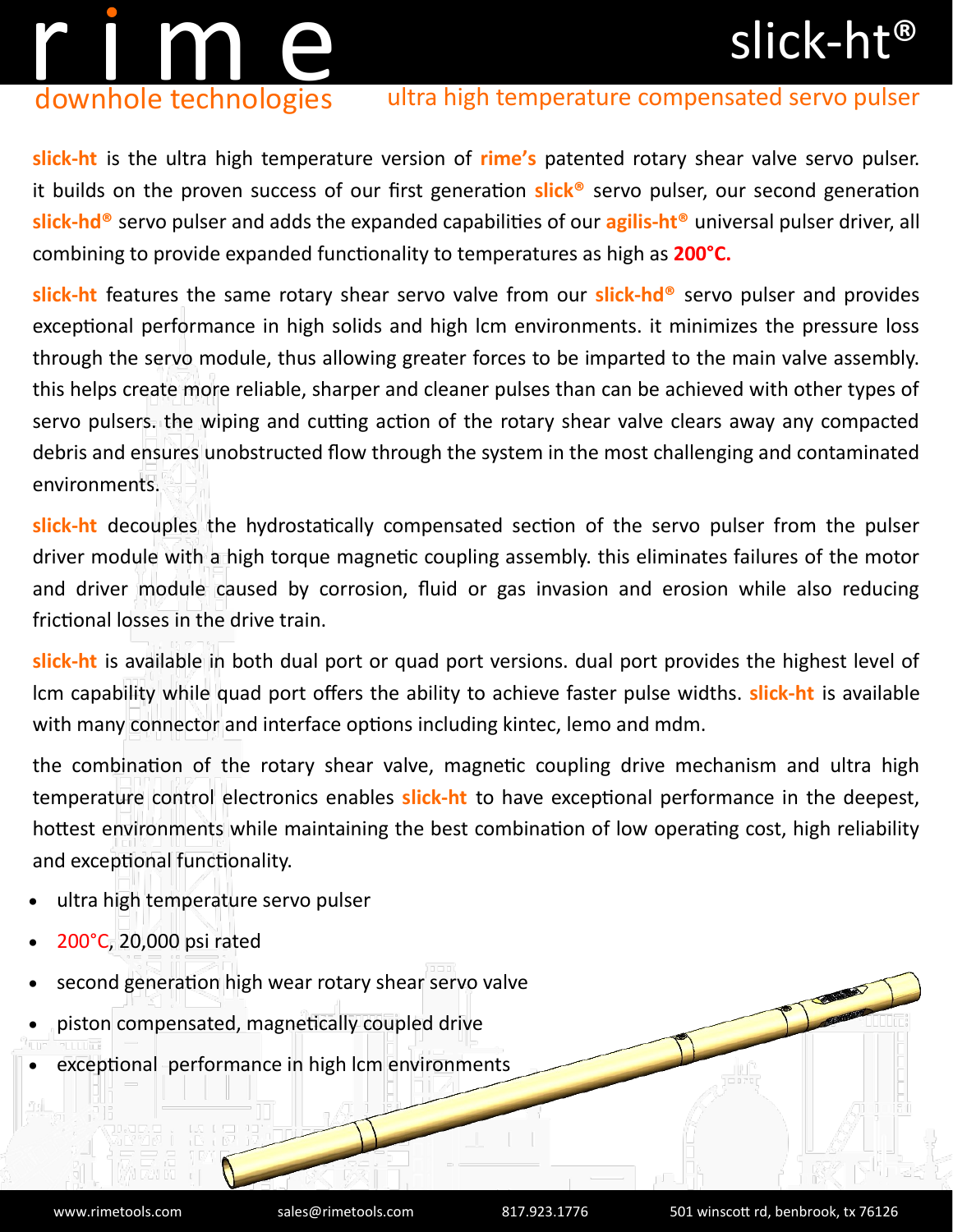# rime downhole technologies

## slick-ht®

### ultra high temperature compensated servo pulser

**slick-ht** is the ultra high temperature version of **rime's** patented rotary shear valve servo pulser. it builds on the proven success of our first generation **slick®** servo pulser, our second generation **slick-hd®** servo pulser and adds the expanded capabilities of our **agilis-ht®** universal pulser driver, all combining to provide expanded functionality to temperatures as high as **200°C.**

**slick-ht** features the same rotary shear servo valve from our **slick-hd®** servo pulser and provides exceptional performance in high solids and high lcm environments. it minimizes the pressure loss through the servo module, thus allowing greater forces to be imparted to the main valve assembly. this helps create more reliable, sharper and cleaner pulses than can be achieved with other types of servo pulsers. the wiping and cutting action of the rotary shear valve clears away any compacted debris and ensures unobstructed flow through the system in the most challenging and contaminated environments.

**slick-ht** decouples the hydrostatically compensated section of the servo pulser from the pulser driver module with a high torque magnetic coupling assembly. this eliminates failures of the motor and driver module caused by corrosion, fluid or gas invasion and erosion while also reducing frictional losses in the drive train.

**slick-ht** is available in both dual port or quad port versions. dual port provides the highest level of lcm capability while quad port offers the ability to achieve faster pulse widths. **slick-ht** is available with many connector and interface options including kintec, lemo and mdm.

the combination of the rotary shear valve, magnetic coupling drive mechanism and ultra high temperature control electronics enables **slick-ht** to have exceptional performance in the deepest, hottest environments while maintaining the best combination of low operating cost, high reliability and exceptional functionality.

- ultra high temperature servo pulser
- 200°C, 20,000 psi rated
- second generation high wear rotary shear servo valve
- piston compensated, magnetically coupled drive
- exceptional performance in high lcm environments

www.rimetools.com | sales@rimetools.com | 817.923.1776 | 501 winscott rd, benbrook, tx 76126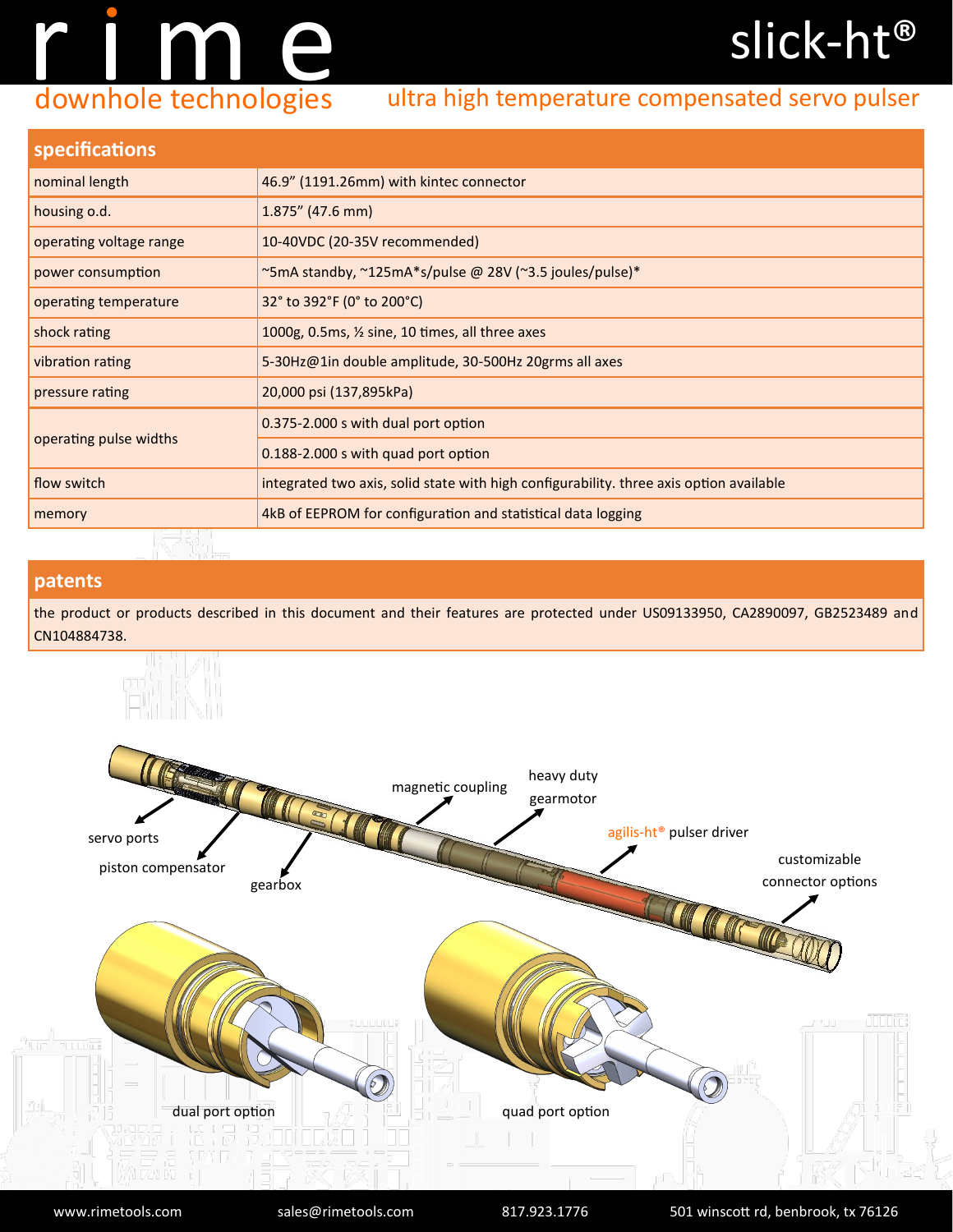# rime downhole technologies

# slick-ht®

## ultra high temperature compensated servo pulser

## specifications

| | |
|---|---|
| nominal length | 46.9" (1191.26mm) with kintec connector |
| housing o.d. | 1.875" (47.6 mm) |
| operating voltage range | 10-40VDC (20-35V recommended) |
| power consumption | ~5mA standby, ~125mA*s/pulse @ 28V (~3.5 joules/pulse)* |
| operating temperature | 32° to 392°F (0° to 200°C) |
| shock rating | 1000g, 0.5ms, ½ sine, 10 times, all three axes |
| vibration rating | 5-30Hz@1in double amplitude, 30-500Hz 20grms all axes |
| pressure rating | 20,000 psi (137,895kPa) |
| operating pulse widths | 0.375-2.000 s with dual port option |
| | 0.188-2.000 s with quad port option |
| flow switch | integrated two axis, solid state with high configurability. three axis option available |
| memory | 4kB of EEPROM for configuration and statistical data logging |

## patents

the product or products described in this document and their features are protected under US09133950, CA2890097, GB2523489 and CN104884738.

servo ports
piston compensator
gearbox
magnetic coupling
heavy duty gearmotor
agilis-ht® pulser driver
customizable connector options
dual port option
quad port option

www.rimetools.com sales@rimetools.com 817.923.1776 501 winscott rd, benbrook, tx 76126